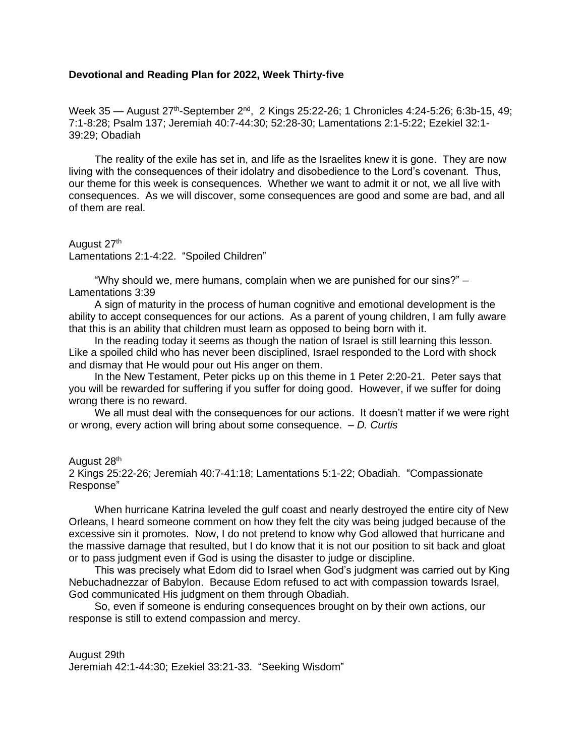**Devotional and Reading Plan for 2022, Week Thirty-five**

Week 35 — August 27th-September 2nd, 2 Kings 25:22-26; 1 Chronicles 4:24-5:26; 6:3b-15, 49; 7:1-8:28; Psalm 137; Jeremiah 40:7-44:30; 52:28-30; Lamentations 2:1-5:22; Ezekiel 32:1-39:29; Obadiah

The reality of the exile has set in, and life as the Israelites knew it is gone. They are now living with the consequences of their idolatry and disobedience to the Lord's covenant. Thus, our theme for this week is consequences. Whether we want to admit it or not, we all live with consequences. As we will discover, some consequences are good and some are bad, and all of them are real.

August 27th
Lamentations 2:1-4:22. "Spoiled Children"

"Why should we, mere humans, complain when we are punished for our sins?" – Lamentations 3:39

A sign of maturity in the process of human cognitive and emotional development is the ability to accept consequences for our actions. As a parent of young children, I am fully aware that this is an ability that children must learn as opposed to being born with it.

In the reading today it seems as though the nation of Israel is still learning this lesson. Like a spoiled child who has never been disciplined, Israel responded to the Lord with shock and dismay that He would pour out His anger on them.

In the New Testament, Peter picks up on this theme in 1 Peter 2:20-21. Peter says that you will be rewarded for suffering if you suffer for doing good. However, if we suffer for doing wrong there is no reward.

We all must deal with the consequences for our actions. It doesn't matter if we were right or wrong, every action will bring about some consequence. – *D. Curtis*

August 28th
2 Kings 25:22-26; Jeremiah 40:7-41:18; Lamentations 5:1-22; Obadiah. "Compassionate Response"

When hurricane Katrina leveled the gulf coast and nearly destroyed the entire city of New Orleans, I heard someone comment on how they felt the city was being judged because of the excessive sin it promotes. Now, I do not pretend to know why God allowed that hurricane and the massive damage that resulted, but I do know that it is not our position to sit back and gloat or to pass judgment even if God is using the disaster to judge or discipline.

This was precisely what Edom did to Israel when God's judgment was carried out by King Nebuchadnezzar of Babylon. Because Edom refused to act with compassion towards Israel, God communicated His judgment on them through Obadiah.

So, even if someone is enduring consequences brought on by their own actions, our response is still to extend compassion and mercy.

August 29th
Jeremiah 42:1-44:30; Ezekiel 33:21-33. "Seeking Wisdom"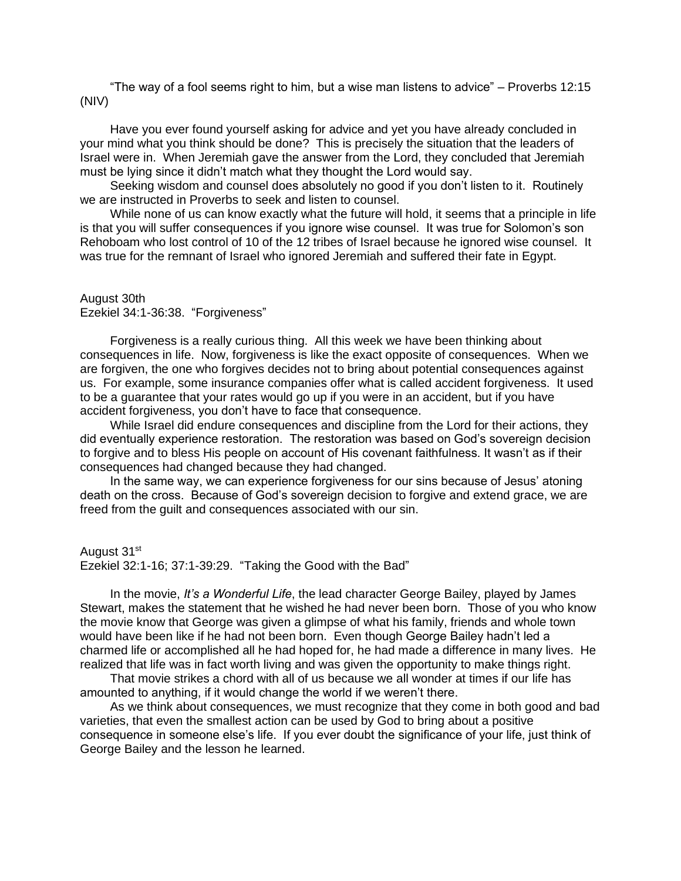"The way of a fool seems right to him, but a wise man listens to advice" – Proverbs 12:15 (NIV)

Have you ever found yourself asking for advice and yet you have already concluded in your mind what you think should be done? This is precisely the situation that the leaders of Israel were in. When Jeremiah gave the answer from the Lord, they concluded that Jeremiah must be lying since it didn't match what they thought the Lord would say.

Seeking wisdom and counsel does absolutely no good if you don't listen to it. Routinely we are instructed in Proverbs to seek and listen to counsel.

While none of us can know exactly what the future will hold, it seems that a principle in life is that you will suffer consequences if you ignore wise counsel. It was true for Solomon's son Rehoboam who lost control of 10 of the 12 tribes of Israel because he ignored wise counsel. It was true for the remnant of Israel who ignored Jeremiah and suffered their fate in Egypt.

August 30th
Ezekiel 34:1-36:38. "Forgiveness"

Forgiveness is a really curious thing. All this week we have been thinking about consequences in life. Now, forgiveness is like the exact opposite of consequences. When we are forgiven, the one who forgives decides not to bring about potential consequences against us. For example, some insurance companies offer what is called accident forgiveness. It used to be a guarantee that your rates would go up if you were in an accident, but if you have accident forgiveness, you don't have to face that consequence.

While Israel did endure consequences and discipline from the Lord for their actions, they did eventually experience restoration. The restoration was based on God's sovereign decision to forgive and to bless His people on account of His covenant faithfulness. It wasn't as if their consequences had changed because they had changed.

In the same way, we can experience forgiveness for our sins because of Jesus' atoning death on the cross. Because of God's sovereign decision to forgive and extend grace, we are freed from the guilt and consequences associated with our sin.

August 31st
Ezekiel 32:1-16; 37:1-39:29. "Taking the Good with the Bad"

In the movie, *It's a Wonderful Life*, the lead character George Bailey, played by James Stewart, makes the statement that he wished he had never been born. Those of you who know the movie know that George was given a glimpse of what his family, friends and whole town would have been like if he had not been born. Even though George Bailey hadn't led a charmed life or accomplished all he had hoped for, he had made a difference in many lives. He realized that life was in fact worth living and was given the opportunity to make things right.

That movie strikes a chord with all of us because we all wonder at times if our life has amounted to anything, if it would change the world if we weren't there.

As we think about consequences, we must recognize that they come in both good and bad varieties, that even the smallest action can be used by God to bring about a positive consequence in someone else's life. If you ever doubt the significance of your life, just think of George Bailey and the lesson he learned.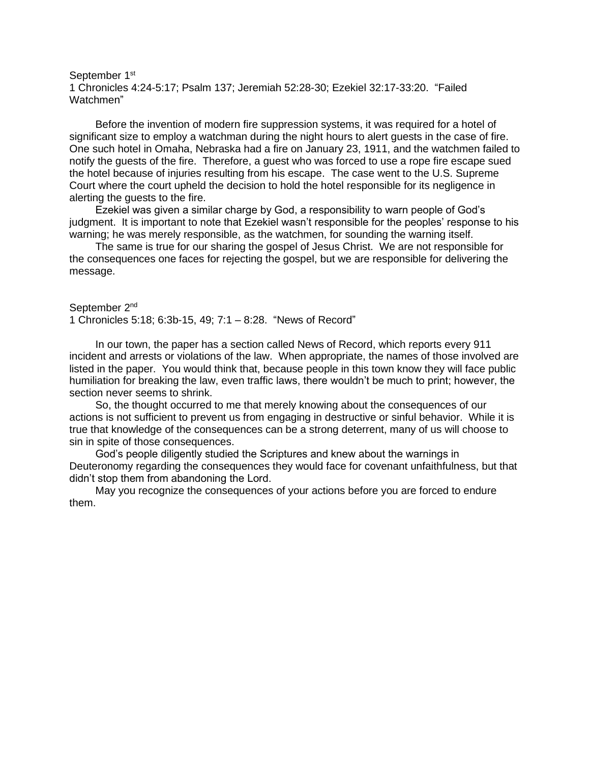September 1st
1 Chronicles 4:24-5:17; Psalm 137; Jeremiah 52:28-30; Ezekiel 32:17-33:20. "Failed Watchmen"

Before the invention of modern fire suppression systems, it was required for a hotel of significant size to employ a watchman during the night hours to alert guests in the case of fire. One such hotel in Omaha, Nebraska had a fire on January 23, 1911, and the watchmen failed to notify the guests of the fire. Therefore, a guest who was forced to use a rope fire escape sued the hotel because of injuries resulting from his escape. The case went to the U.S. Supreme Court where the court upheld the decision to hold the hotel responsible for its negligence in alerting the guests to the fire.

Ezekiel was given a similar charge by God, a responsibility to warn people of God's judgment. It is important to note that Ezekiel wasn't responsible for the peoples' response to his warning; he was merely responsible, as the watchmen, for sounding the warning itself.

The same is true for our sharing the gospel of Jesus Christ. We are not responsible for the consequences one faces for rejecting the gospel, but we are responsible for delivering the message.

September 2nd
1 Chronicles 5:18; 6:3b-15, 49; 7:1 – 8:28. "News of Record"

In our town, the paper has a section called News of Record, which reports every 911 incident and arrests or violations of the law. When appropriate, the names of those involved are listed in the paper. You would think that, because people in this town know they will face public humiliation for breaking the law, even traffic laws, there wouldn't be much to print; however, the section never seems to shrink.

So, the thought occurred to me that merely knowing about the consequences of our actions is not sufficient to prevent us from engaging in destructive or sinful behavior. While it is true that knowledge of the consequences can be a strong deterrent, many of us will choose to sin in spite of those consequences.

God's people diligently studied the Scriptures and knew about the warnings in Deuteronomy regarding the consequences they would face for covenant unfaithfulness, but that didn't stop them from abandoning the Lord.

May you recognize the consequences of your actions before you are forced to endure them.